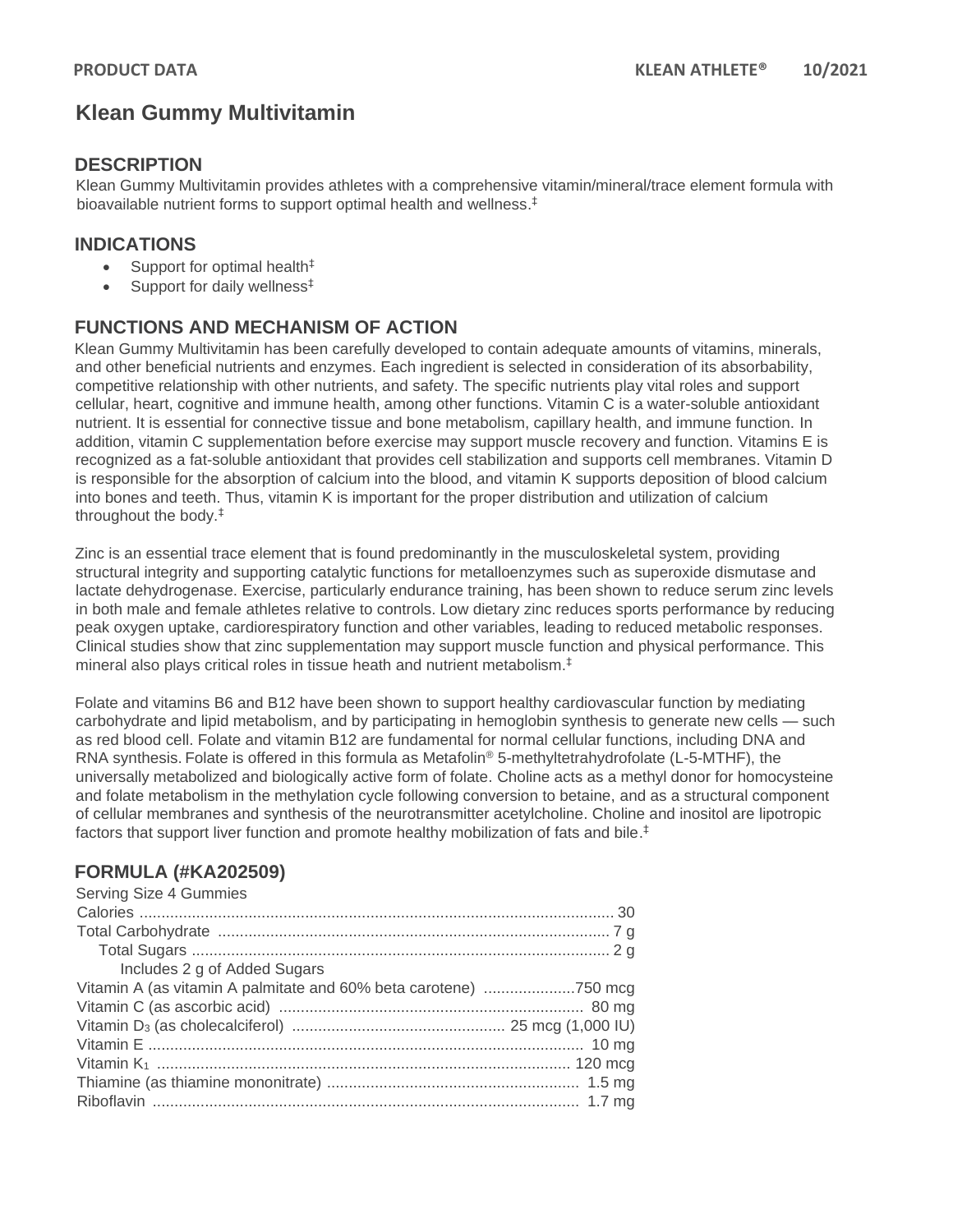# Klean Gummy Multivitamin

## DESCRIPTION

Klean Gummy Multivitamin provides athletes with a comprehensive vitamin/mineral/trace element formula with bioavailable nutrient forms to support optimal health and wellness.‡

## INDICATIONS

- Support for optimal health‡
- Support for daily wellness‡

## FUNCTIONS AND MECHANISM OF ACTION

Klean Gummy Multivitamin has been carefully developed to contain adequate amounts of vitamins, minerals, and other beneficial nutrients and enzymes. Each ingredient is selected in consideration of its absorbability, competitive relationship with other nutrients, and safety. The specific nutrients play vital roles and support cellular, heart, cognitive and immune health, among other functions. Vitamin C is a water-soluble antioxidant nutrient. It is essential for connective tissue and bone metabolism, capillary health, and immune function. In addition, vitamin C supplementation before exercise may support muscle recovery and function. Vitamins E is recognized as a fat-soluble antioxidant that provides cell stabilization and supports cell membranes. Vitamin D is responsible for the absorption of calcium into the blood, and vitamin K supports deposition of blood calcium into bones and teeth. Thus, vitamin K is important for the proper distribution and utilization of calcium throughout the body.‡

Zinc is an essential trace element that is found predominantly in the musculoskeletal system, providing structural integrity and supporting catalytic functions for metalloenzymes such as superoxide dismutase and lactate dehydrogenase. Exercise, particularly endurance training, has been shown to reduce serum zinc levels in both male and female athletes relative to controls. Low dietary zinc reduces sports performance by reducing peak oxygen uptake, cardiorespiratory function and other variables, leading to reduced metabolic responses. Clinical studies show that zinc supplementation may support muscle function and physical performance. This mineral also plays critical roles in tissue heath and nutrient metabolism.‡

Folate and vitamins B6 and B12 have been shown to support healthy cardiovascular function by mediating carbohydrate and lipid metabolism, and by participating in hemoglobin synthesis to generate new cells — such as red blood cell. Folate and vitamin B12 are fundamental for normal cellular functions, including DNA and RNA synthesis. Folate is offered in this formula as Metafolin® 5-methyltetrahydrofolate (L-5-MTHF), the universally metabolized and biologically active form of folate. Choline acts as a methyl donor for homocysteine and folate metabolism in the methylation cycle following conversion to betaine, and as a structural component of cellular membranes and synthesis of the neurotransmitter acetylcholine. Choline and inositol are lipotropic factors that support liver function and promote healthy mobilization of fats and bile.‡

## FORMULA (#KA202509)

Serving Size 4 Gummies

| | |
|---|---|
| Calories | 30 |
| Total Carbohydrate | 7 g |
| Total Sugars | 2 g |
| Includes 2 g of Added Sugars | |
| Vitamin A (as vitamin A palmitate and 60% beta carotene) | 750 mcg |
| Vitamin C (as ascorbic acid) | 80 mg |
| Vitamin $D_3$ (as cholecalciferol) | 25 mcg (1,000 IU) |
| Vitamin E | 10 mg |
| Vitamin $K_1$ | 120 mcg |
| Thiamine (as thiamine mononitrate) | 1.5 mg |
| Riboflavin | 1.7 mg |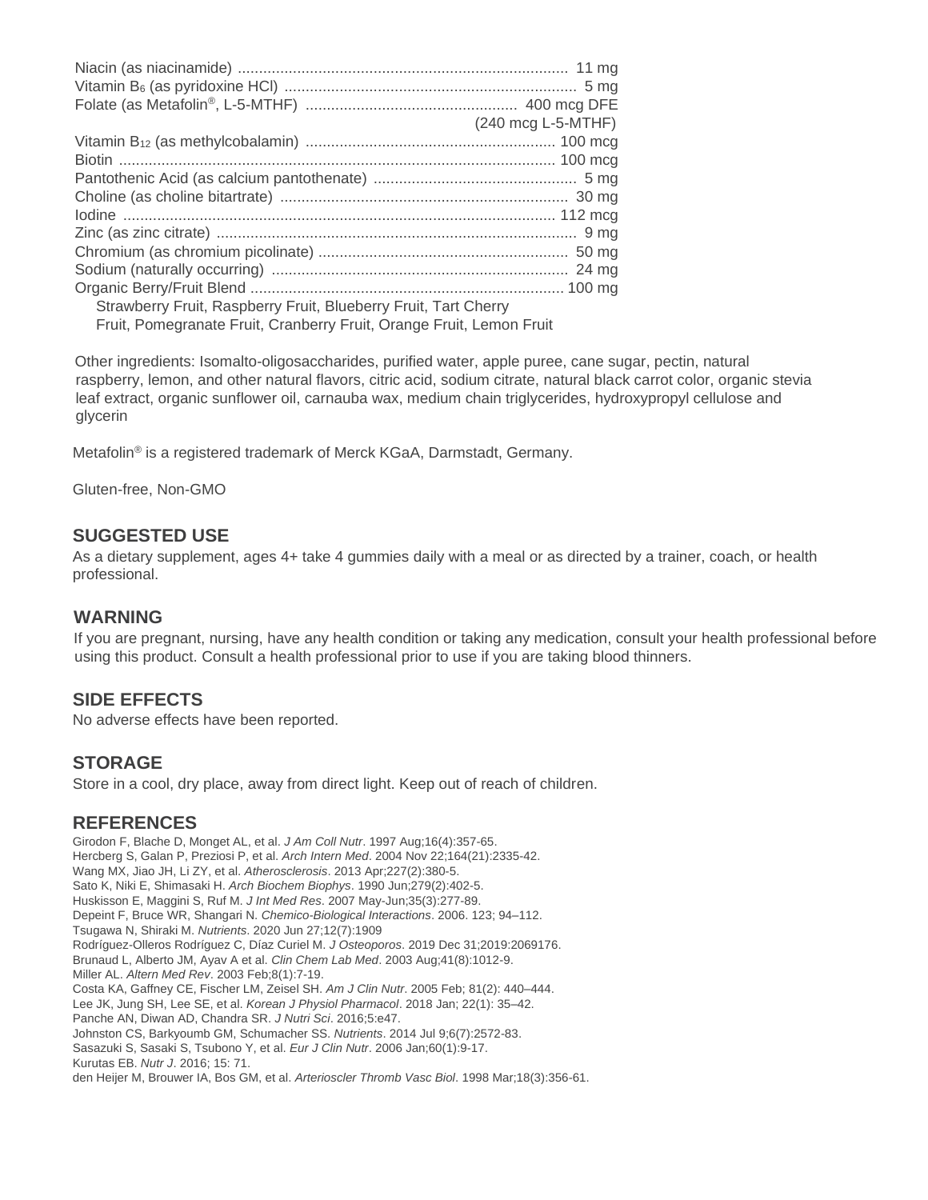| | |
|---|---|
| Niacin (as niacinamide) | 11 mg |
| Vitamin $B_6$ (as pyridoxine HCl) | 5 mg |
| Folate (as Metafolin®, L-5-MTHF) | 400 mcg DFE (240 mcg L-5-MTHF) |
| Vitamin $B_{12}$ (as methylcobalamin) | 100 mcg |
| Biotin | 100 mcg |
| Pantothenic Acid (as calcium pantothenate) | 5 mg |
| Choline (as choline bitartrate) | 30 mg |
| Iodine | 112 mcg |
| Zinc (as zinc citrate) | 9 mg |
| Chromium (as chromium picolinate) | 50 mg |
| Sodium (naturally occurring) | 24 mg |
| Organic Berry/Fruit Blend | 100 mg |
| Strawberry Fruit, Raspberry Fruit, Blueberry Fruit, Tart Cherry Fruit, Pomegranate Fruit, Cranberry Fruit, Orange Fruit, Lemon Fruit | |

Other ingredients: Isomalto-oligosaccharides, purified water, apple puree, cane sugar, pectin, natural raspberry, lemon, and other natural flavors, citric acid, sodium citrate, natural black carrot color, organic stevia leaf extract, organic sunflower oil, carnauba wax, medium chain triglycerides, hydroxypropyl cellulose and glycerin

Metafolin® is a registered trademark of Merck KGaA, Darmstadt, Germany.

Gluten-free, Non-GMO

## SUGGESTED USE

As a dietary supplement, ages 4+ take 4 gummies daily with a meal or as directed by a trainer, coach, or health professional.

## WARNING

If you are pregnant, nursing, have any health condition or taking any medication, consult your health professional before using this product. Consult a health professional prior to use if you are taking blood thinners.

## SIDE EFFECTS

No adverse effects have been reported.

## STORAGE

Store in a cool, dry place, away from direct light. Keep out of reach of children.

## REFERENCES

Girodon F, Blache D, Monget AL, et al. *J Am Coll Nutr*. 1997 Aug;16(4):357-65.
Hercberg S, Galan P, Preziosi P, et al. *Arch Intern Med*. 2004 Nov 22;164(21):2335-42.
Wang MX, Jiao JH, Li ZY, et al. *Atherosclerosis*. 2013 Apr;227(2):380-5.
Sato K, Niki E, Shimasaki H. *Arch Biochem Biophys*. 1990 Jun;279(2):402-5.
Huskisson E, Maggini S, Ruf M. *J Int Med Res*. 2007 May-Jun;35(3):277-89.
Depeint F, Bruce WR, Shangari N. *Chemico-Biological Interactions*. 2006. 123; 94–112.
Tsugawa N, Shiraki M. *Nutrients*. 2020 Jun 27;12(7):1909
Rodríguez-Olleros Rodríguez C, Díaz Curiel M. *J Osteoporos*. 2019 Dec 31;2019:2069176.
Brunaud L, Alberto JM, Ayav A et al. *Clin Chem Lab Med*. 2003 Aug;41(8):1012-9.
Miller AL. *Altern Med Rev*. 2003 Feb;8(1):7-19.
Costa KA, Gaffney CE, Fischer LM, Zeisel SH. *Am J Clin Nutr*. 2005 Feb; 81(2): 440–444.
Lee JK, Jung SH, Lee SE, et al. *Korean J Physiol Pharmacol*. 2018 Jan; 22(1): 35–42.
Panche AN, Diwan AD, Chandra SR. *J Nutri Sci*. 2016;5:e47.
Johnston CS, Barkyoumb GM, Schumacher SS. *Nutrients*. 2014 Jul 9;6(7):2572-83.
Sasazuki S, Sasaki S, Tsubono Y, et al. *Eur J Clin Nutr*. 2006 Jan;60(1):9-17.
Kurutas EB. *Nutr J*. 2016; 15: 71.
den Heijer M, Brouwer IA, Bos GM, et al. *Arterioscler Thromb Vasc Biol*. 1998 Mar;18(3):356-61.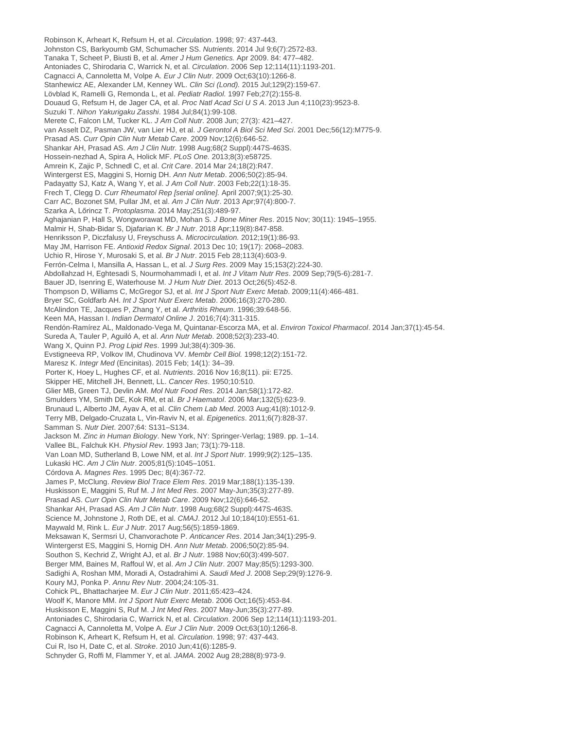Robinson K, Arheart K, Refsum H, et al. *Circulation*. 1998; 97: 437-443.
Johnston CS, Barkyoumb GM, Schumacher SS. *Nutrients*. 2014 Jul 9;6(7):2572-83.
Tanaka T, Scheet P, Biusti B, et al. *Amer J Hum Genetics.* Apr 2009. 84: 477–482.
Antoniades C, Shirodaria C, Warrick N, et al. *Circulation*. 2006 Sep 12;114(11):1193-201.
Cagnacci A, Cannoletta M, Volpe A. *Eur J Clin Nutr*. 2009 Oct;63(10):1266-8.
Stanhewicz AE, Alexander LM, Kenney WL. *Clin Sci (Lond).* 2015 Jul;129(2):159-67.
Lövblad K, Ramelli G, Remonda L, et al. *Pediatr Radiol.* 1997 Feb;27(2):155-8.
Douaud G, Refsum H, de Jager CA, et al. *Proc Natl Acad Sci U S A*. 2013 Jun 4;110(23):9523-8.
Suzuki T. *Nihon Yakurigaku Zasshi*. 1984 Jul;84(1):99-108.
Merete C, Falcon LM, Tucker KL. *J Am Coll Nutr*. 2008 Jun; 27(3): 421–427.
van Asselt DZ, Pasman JW, van Lier HJ, et al. *J Gerontol A Biol Sci Med Sci*. 2001 Dec;56(12):M775-9.
Prasad AS. *Curr Opin Clin Nutr Metab Care*. 2009 Nov;12(6):646-52.
Shankar AH, Prasad AS. *Am J Clin Nutr.* 1998 Aug;68(2 Suppl):447S-463S.
Hossein-nezhad A, Spira A, Holick MF. *PLoS One.* 2013;8(3):e58725.
Amrein K, Zajic P, Schnedl C, et al. *Crit Care*. 2014 Mar 24;18(2):R47.
Wintergerst ES, Maggini S, Hornig DH. *Ann Nutr Metab*. 2006;50(2):85-94.
Padayatty SJ, Katz A, Wang Y, et al. *J Am Coll Nutr*. 2003 Feb;22(1):18-35.
Frech T, Clegg D. *Curr Rheumatol Rep [serial online].* April 2007;9(1):25-30.
Carr AC, Bozonet SM, Pullar JM, et al. *Am J Clin Nutr*. 2013 Apr;97(4):800-7.
Szarka A, Lőrincz T. *Protoplasma*. 2014 May;251(3):489-97.
Aghajanian P, Hall S, Wongworawat MD, Mohan S. *J Bone Miner Res*. 2015 Nov; 30(11): 1945–1955.
Malmir H, Shab-Bidar S, Djafarian K. *Br J Nutr*. 2018 Apr;119(8):847-858.
Henriksson P, Diczfalusy U, Freyschuss A. *Microcirculation.* 2012;19(1):86-93.
May JM, Harrison FE. *Antioxid Redox Signal*. 2013 Dec 10; 19(17): 2068–2083.
Uchio R, Hirose Y, Murosaki S, et al. *Br J Nutr*. 2015 Feb 28;113(4):603-9.
Ferrón-Celma I, Mansilla A, Hassan L, et al. *J Surg Res*. 2009 May 15;153(2):224-30.
Abdollahzad H, Eghtesadi S, Nourmohammadi I, et al. *Int J Vitam Nutr Res*. 2009 Sep;79(5-6):281-7.
Bauer JD, Isenring E, Waterhouse M. *J Hum Nutr Diet*. 2013 Oct;26(5):452-8.
Thompson D, Williams C, McGregor SJ, et al. *Int J Sport Nutr Exerc Metab*. 2009;11(4):466-481.
Bryer SC, Goldfarb AH. *Int J Sport Nutr Exerc Metab*. 2006;16(3):270-280.
McAlindon TE, Jacques P, Zhang Y, et al. *Arthritis Rheum*. 1996;39:648-56.
Keen MA, Hassan I. *Indian Dermatol Online J*. 2016;7(4):311-315.
Rendón-Ramírez AL, Maldonado-Vega M, Quintanar-Escorza MA, et al. *Environ Toxicol Pharmacol*. 2014 Jan;37(1):45-54.
Sureda A, Tauler P, Aguiló A, et al. *Ann Nutr Metab*. 2008;52(3):233-40.
Wang X, Quinn PJ. *Prog Lipid Res*. 1999 Jul;38(4):309-36.
Evstigneeva RP, Volkov IM, Chudinova VV. *Membr Cell Biol.* 1998;12(2):151-72.
Maresz K. *Integr Med* (Encinitas). 2015 Feb; 14(1): 34–39.
Porter K, Hoey L, Hughes CF, et al. *Nutrients*. 2016 Nov 16;8(11). pii: E725.
Skipper HE, Mitchell JH, Bennett, LL. *Cancer Res*. 1950;10:510.
Glier MB, Green TJ, Devlin AM. *Mol Nutr Food Res*. 2014 Jan;58(1):172-82.
Smulders YM, Smith DE, Kok RM, et al. *Br J Haematol*. 2006 Mar;132(5):623-9.
Brunaud L, Alberto JM, Ayav A, et al. *Clin Chem Lab Med*. 2003 Aug;41(8):1012-9.
Terry MB, Delgado-Cruzata L, Vin-Raviv N, et al. *Epigenetics*. 2011;6(7):828-37.
Samman S. *Nutr Diet*. 2007;64: S131–S134.
Jackson M. *Zinc in Human Biology*. New York, NY: Springer-Verlag; 1989. pp. 1–14.
Vallee BL, Falchuk KH. *Physiol Rev*. 1993 Jan; 73(1):79-118.
Van Loan MD, Sutherland B, Lowe NM, et al. *Int J Sport Nutr*. 1999;9(2):125–135.
Lukaski HC. *Am J Clin Nutr*. 2005;81(5):1045–1051.
Córdova A. *Magnes Res*. 1995 Dec; 8(4):367-72.
James P, McClung. *Review Biol Trace Elem Res*. 2019 Mar;188(1):135-139.
Huskisson E, Maggini S, Ruf M. *J Int Med Res*. 2007 May-Jun;35(3):277-89.
Prasad AS. *Curr Opin Clin Nutr Metab Care*. 2009 Nov;12(6):646-52.
Shankar AH, Prasad AS. *Am J Clin Nutr*. 1998 Aug;68(2 Suppl):447S-463S.
Science M, Johnstone J, Roth DE, et al. *CMAJ*. 2012 Jul 10;184(10):E551-61.
Maywald M, Rink L. *Eur J Nutr.* 2017 Aug;56(5):1859-1869.
Meksawan K, Sermsri U, Chanvorachote P. *Anticancer Res*. 2014 Jan;34(1):295-9.
Wintergerst ES, Maggini S, Hornig DH. *Ann Nutr Metab*. 2006;50(2):85-94.
Southon S, Kechrid Z, Wright AJ, et al. *Br J Nutr*. 1988 Nov;60(3):499-507.
Berger MM, Baines M, Raffoul W, et al. *Am J Clin Nutr*. 2007 May;85(5):1293-300.
Sadighi A, Roshan MM, Moradi A, Ostadrahimi A. *Saudi Med J*. 2008 Sep;29(9):1276-9.
Koury MJ, Ponka P. *Annu Rev Nutr*. 2004;24:105-31.
Cohick PL, Bhattacharjee M. *Eur J Clin Nutr*. 2011;65:423–424.
Woolf K, Manore MM. *Int J Sport Nutr Exerc Metab*. 2006 Oct;16(5):453-84.
Huskisson E, Maggini S, Ruf M. *J Int Med Res*. 2007 May-Jun;35(3):277-89.
Antoniades C, Shirodaria C, Warrick N, et al. *Circulation*. 2006 Sep 12;114(11):1193-201.
Cagnacci A, Cannoletta M, Volpe A. *Eur J Clin Nutr*. 2009 Oct;63(10):1266-8.
Robinson K, Arheart K, Refsum H, et al. *Circulation*. 1998; 97: 437-443.
Cui R, Iso H, Date C, et al. *Stroke*. 2010 Jun;41(6):1285-9.
Schnyder G, Roffi M, Flammer Y, et al. *JAMA*. 2002 Aug 28;288(8):973-9.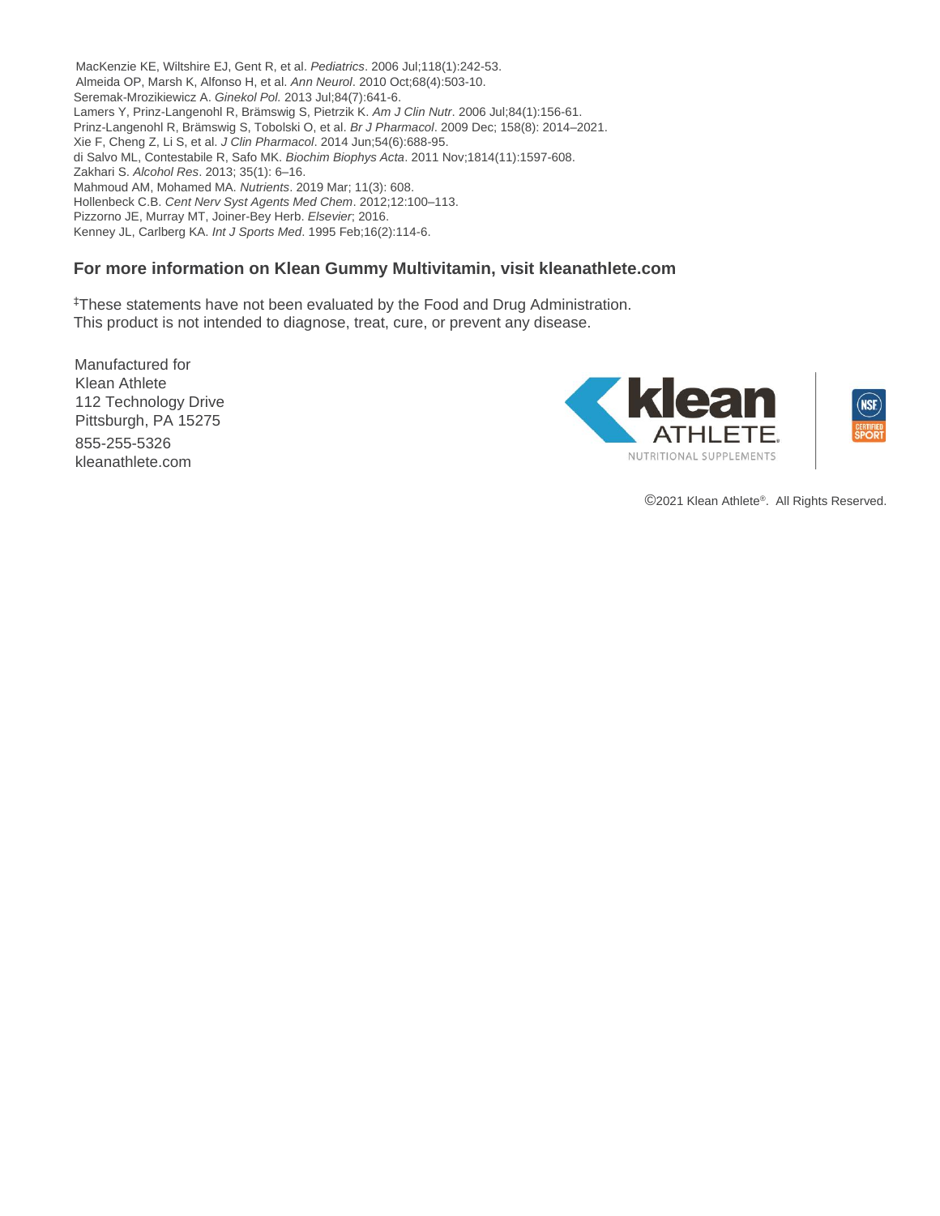MacKenzie KE, Wiltshire EJ, Gent R, et al. *Pediatrics*. 2006 Jul;118(1):242-53.
Almeida OP, Marsh K, Alfonso H, et al. *Ann Neurol*. 2010 Oct;68(4):503-10.
Seremak-Mrozikiewicz A. *Ginekol Pol.* 2013 Jul;84(7):641-6.
Lamers Y, Prinz-Langenohl R, Brämswig S, Pietrzik K. *Am J Clin Nutr*. 2006 Jul;84(1):156-61.
Prinz-Langenohl R, Brämswig S, Tobolski O, et al. *Br J Pharmacol*. 2009 Dec; 158(8): 2014–2021.
Xie F, Cheng Z, Li S, et al. *J Clin Pharmacol*. 2014 Jun;54(6):688-95.
di Salvo ML, Contestabile R, Safo MK. *Biochim Biophys Acta*. 2011 Nov;1814(11):1597-608.
Zakhari S. *Alcohol Res*. 2013; 35(1): 6–16.
Mahmoud AM, Mohamed MA. *Nutrients*. 2019 Mar; 11(3): 608.
Hollenbeck C.B. *Cent Nerv Syst Agents Med Chem*. 2012;12:100–113.
Pizzorno JE, Murray MT, Joiner-Bey Herb. *Elsevier*; 2016.
Kenney JL, Carlberg KA. *Int J Sports Med*. 1995 Feb;16(2):114-6.

**For more information on Klean Gummy Multivitamin, visit kleanathlete.com**

‡These statements have not been evaluated by the Food and Drug Administration.
This product is not intended to diagnose, treat, cure, or prevent any disease.

Manufactured for
Klean Athlete
112 Technology Drive
Pittsburgh, PA 15275
855-255-5326
kleanathlete.com

klean ATHLETE NUTRITIONAL SUPPLEMENTS

NSF CERTIFIED SPORT

©2021 Klean Athlete®. All Rights Reserved.